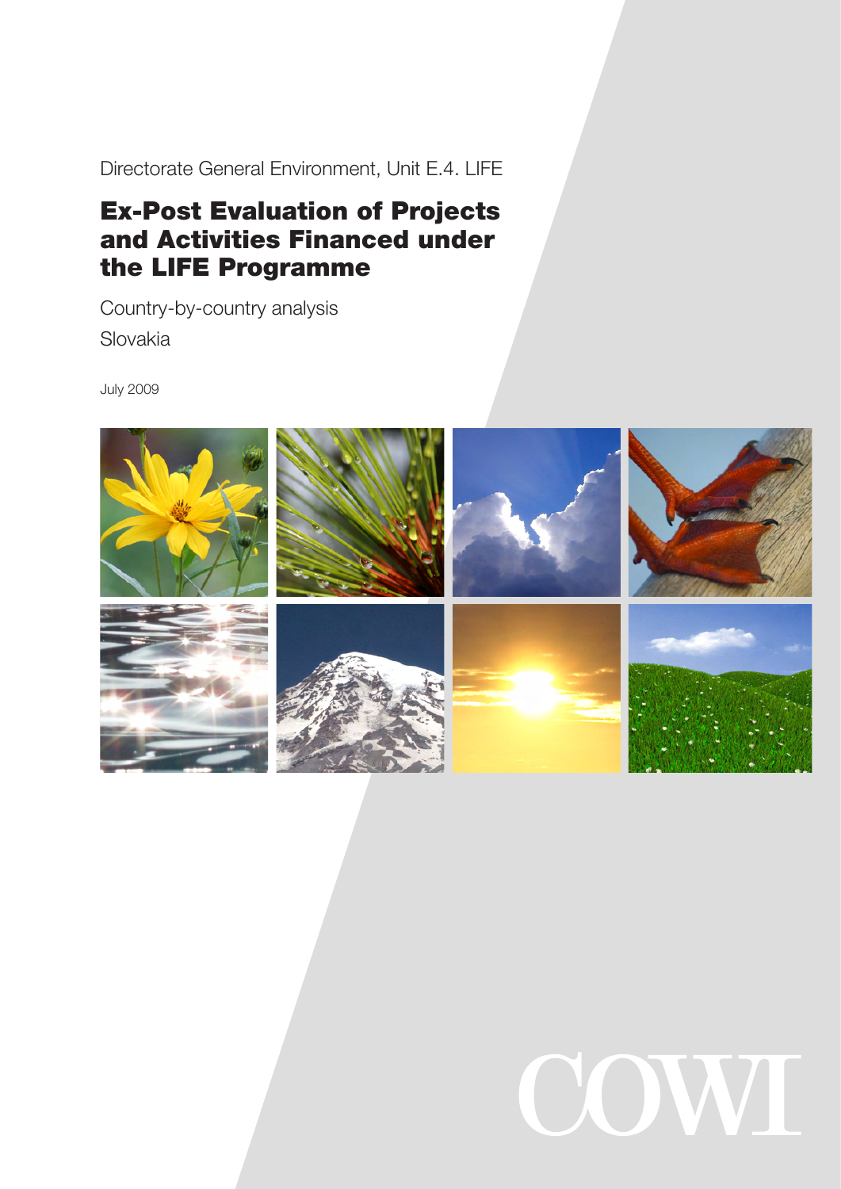Directorate General Environment, Unit E.4. LIFE

# Ex-Post Evaluation of Projects and Activities Financed under the LIFE Programme

Country-by-country analysis

Slovakia

July 2009

COWI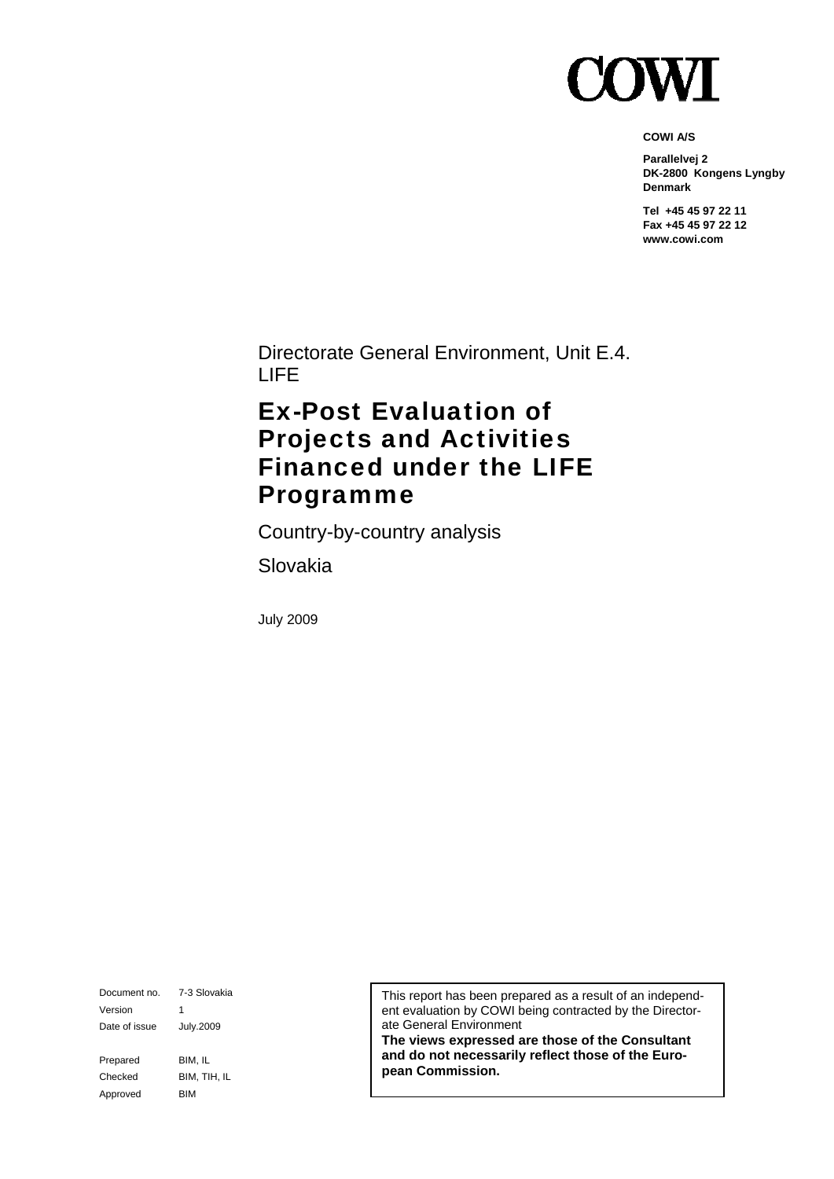COWI

**COWI A/S**

**Parallelvej 2**
**DK-2800 Kongens Lyngby**
**Denmark**

**Tel +45 45 97 22 11**
**Fax +45 45 97 22 12**
**www.cowi.com**

Directorate General Environment, Unit E.4. LIFE

# Ex-Post Evaluation of Projects and Activities Financed under the LIFE Programme

Country-by-country analysis

Slovakia

July 2009

| | |
|---|---|
| Document no. | 7-3 Slovakia |
| Version | 1 |
| Date of issue | July.2009 |
| Prepared | BIM, IL |
| Checked | BIM, TIH, IL |
| Approved | BIM |

This report has been prepared as a result of an independent evaluation by COWI being contracted by the Directorate General Environment
**The views expressed are those of the Consultant and do not necessarily reflect those of the European Commission.**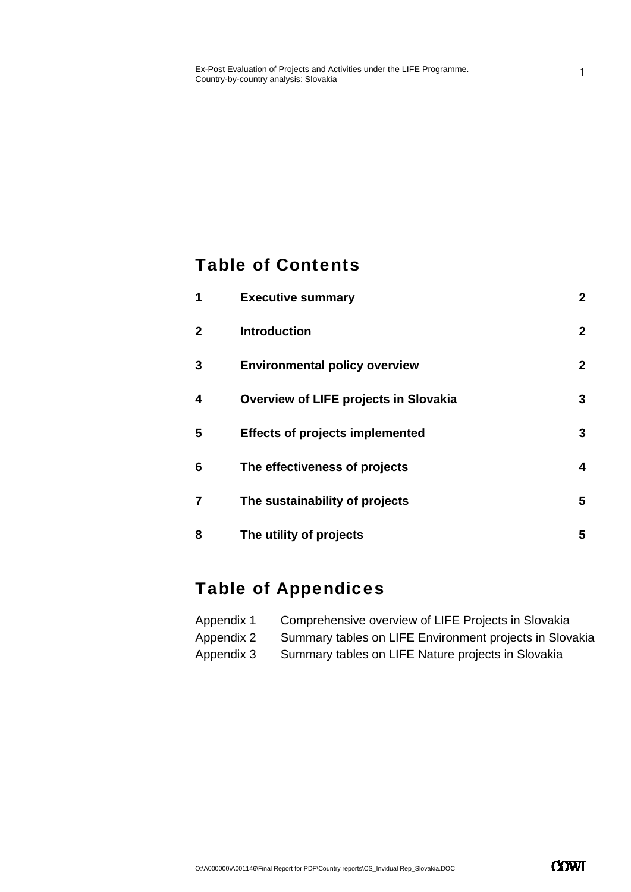# Table of Contents

| | | |
|---|---|---|
| **1** | **Executive summary** | **2** |
| **2** | **Introduction** | **2** |
| **3** | **Environmental policy overview** | **2** |
| **4** | **Overview of LIFE projects in Slovakia** | **3** |
| **5** | **Effects of projects implemented** | **3** |
| **6** | **The effectiveness of projects** | **4** |
| **7** | **The sustainability of projects** | **5** |
| **8** | **The utility of projects** | **5** |

# Table of Appendices

| | |
|---|---|
| Appendix 1 | Comprehensive overview of LIFE Projects in Slovakia |
| Appendix 2 | Summary tables on LIFE Environment projects in Slovakia |
| Appendix 3 | Summary tables on LIFE Nature projects in Slovakia |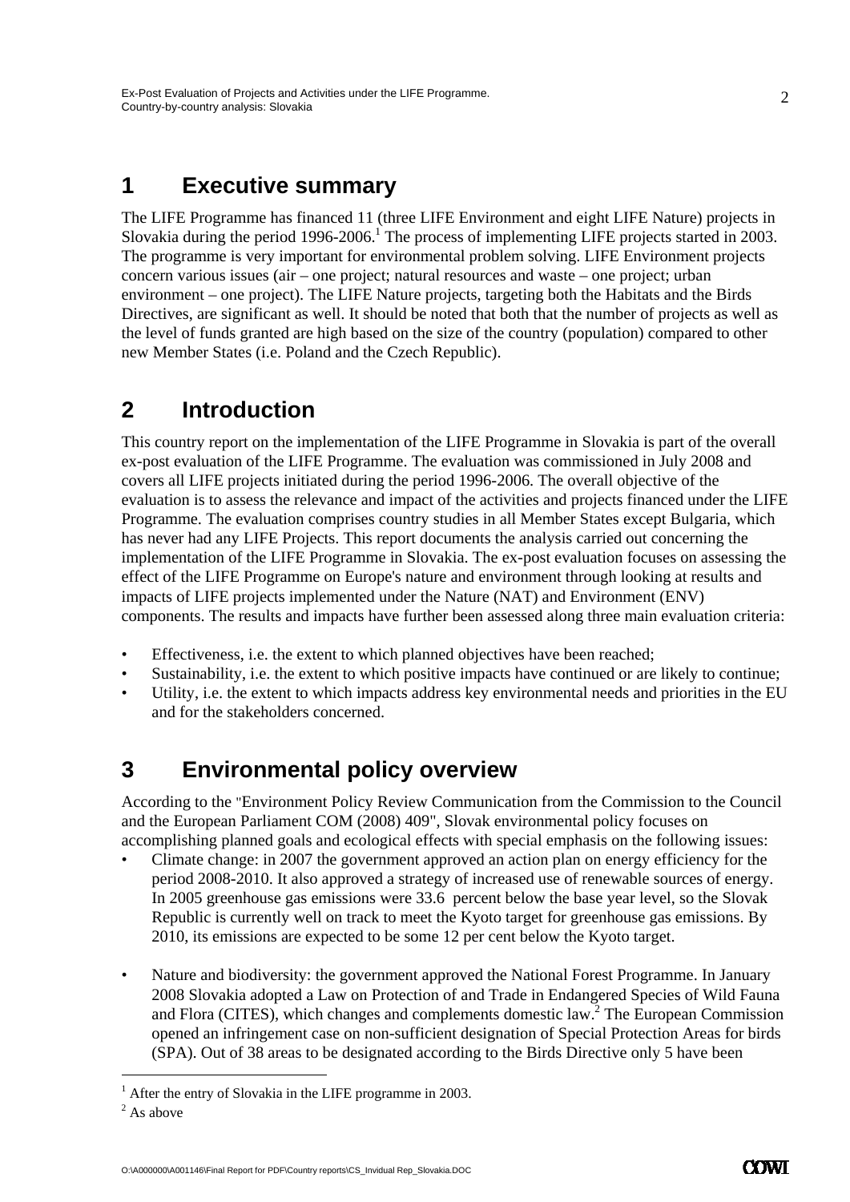# 1 Executive summary

The LIFE Programme has financed 11 (three LIFE Environment and eight LIFE Nature) projects in Slovakia during the period 1996-2006.[1] The process of implementing LIFE projects started in 2003. The programme is very important for environmental problem solving. LIFE Environment projects concern various issues (air – one project; natural resources and waste – one project; urban environment – one project). The LIFE Nature projects, targeting both the Habitats and the Birds Directives, are significant as well. It should be noted that both that the number of projects as well as the level of funds granted are high based on the size of the country (population) compared to other new Member States (i.e. Poland and the Czech Republic).

# 2 Introduction

This country report on the implementation of the LIFE Programme in Slovakia is part of the overall ex-post evaluation of the LIFE Programme. The evaluation was commissioned in July 2008 and covers all LIFE projects initiated during the period 1996-2006. The overall objective of the evaluation is to assess the relevance and impact of the activities and projects financed under the LIFE Programme. The evaluation comprises country studies in all Member States except Bulgaria, which has never had any LIFE Projects. This report documents the analysis carried out concerning the implementation of the LIFE Programme in Slovakia. The ex-post evaluation focuses on assessing the effect of the LIFE Programme on Europe's nature and environment through looking at results and impacts of LIFE projects implemented under the Nature (NAT) and Environment (ENV) components. The results and impacts have further been assessed along three main evaluation criteria:

- Effectiveness, i.e. the extent to which planned objectives have been reached;
- Sustainability, i.e. the extent to which positive impacts have continued or are likely to continue;
- Utility, i.e. the extent to which impacts address key environmental needs and priorities in the EU and for the stakeholders concerned.

# 3 Environmental policy overview

According to the "Environment Policy Review Communication from the Commission to the Council and the European Parliament COM (2008) 409", Slovak environmental policy focuses on accomplishing planned goals and ecological effects with special emphasis on the following issues:

- Climate change: in 2007 the government approved an action plan on energy efficiency for the period 2008-2010. It also approved a strategy of increased use of renewable sources of energy. In 2005 greenhouse gas emissions were 33.6 percent below the base year level, so the Slovak Republic is currently well on track to meet the Kyoto target for greenhouse gas emissions. By 2010, its emissions are expected to be some 12 per cent below the Kyoto target.
- Nature and biodiversity: the government approved the National Forest Programme. In January 2008 Slovakia adopted a Law on Protection of and Trade in Endangered Species of Wild Fauna and Flora (CITES), which changes and complements domestic law.[2] The European Commission opened an infringement case on non-sufficient designation of Special Protection Areas for birds (SPA). Out of 38 areas to be designated according to the Birds Directive only 5 have been

[1] After the entry of Slovakia in the LIFE programme in 2003.

[2] As above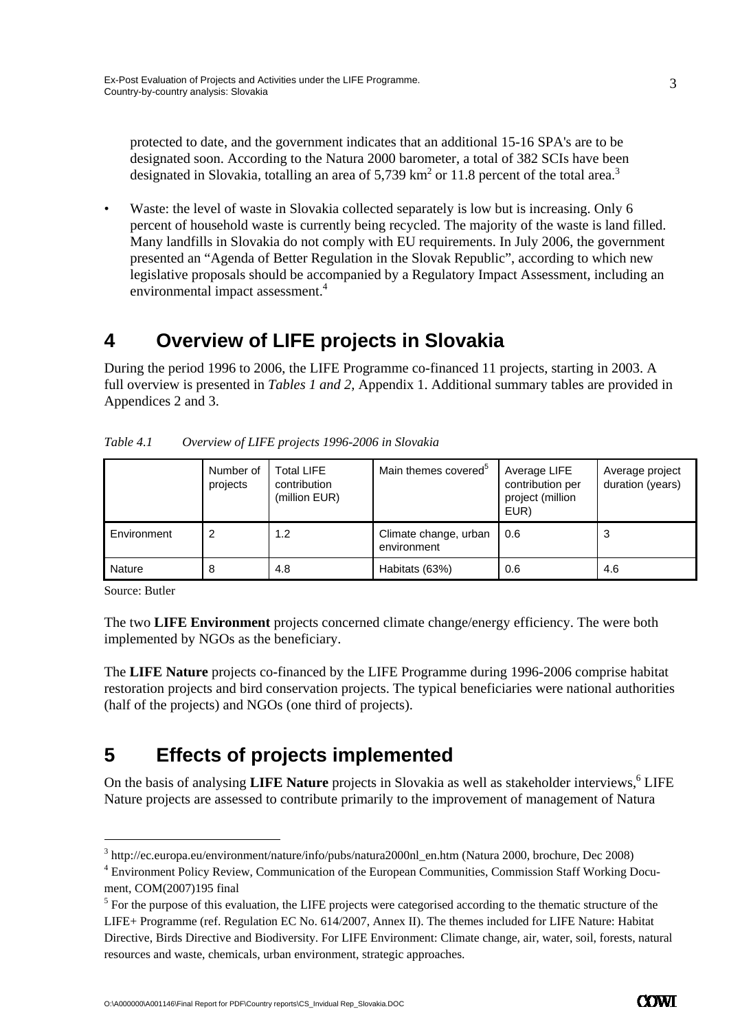protected to date, and the government indicates that an additional 15-16 SPA's are to be designated soon. According to the Natura 2000 barometer, a total of 382 SCIs have been designated in Slovakia, totalling an area of 5,739 km$^2$ or 11.8 percent of the total area.[3]

- Waste: the level of waste in Slovakia collected separately is low but is increasing. Only 6 percent of household waste is currently being recycled. The majority of the waste is land filled. Many landfills in Slovakia do not comply with EU requirements. In July 2006, the government presented an "Agenda of Better Regulation in the Slovak Republic", according to which new legislative proposals should be accompanied by a Regulatory Impact Assessment, including an environmental impact assessment.[4]

# 4 Overview of LIFE projects in Slovakia

During the period 1996 to 2006, the LIFE Programme co-financed 11 projects, starting in 2003. A full overview is presented in *Tables 1 and 2*, Appendix 1. Additional summary tables are provided in Appendices 2 and 3.

*Table 4.1 Overview of LIFE projects 1996-2006 in Slovakia*

| | Number of projects | Total LIFE contribution (million EUR) | Main themes covered[5] | Average LIFE contribution per project (million EUR) | Average project duration (years) |
|---|---|---|---|---|---|
| Environment | 2 | 1.2 | Climate change, urban environment | 0.6 | 3 |
| Nature | 8 | 4.8 | Habitats (63%) | 0.6 | 4.6 |

Source: Butler

The two **LIFE Environment** projects concerned climate change/energy efficiency. The were both implemented by NGOs as the beneficiary.

The **LIFE Nature** projects co-financed by the LIFE Programme during 1996-2006 comprise habitat restoration projects and bird conservation projects. The typical beneficiaries were national authorities (half of the projects) and NGOs (one third of projects).

# 5 Effects of projects implemented

On the basis of analysing **LIFE Nature** projects in Slovakia as well as stakeholder interviews,[6] LIFE Nature projects are assessed to contribute primarily to the improvement of management of Natura

---

[3] http://ec.europa.eu/environment/nature/info/pubs/natura2000nl_en.htm (Natura 2000, brochure, Dec 2008)

[4] Environment Policy Review, Communication of the European Communities, Commission Staff Working Document, COM(2007)195 final

[5] For the purpose of this evaluation, the LIFE projects were categorised according to the thematic structure of the LIFE+ Programme (ref. Regulation EC No. 614/2007, Annex II). The themes included for LIFE Nature: Habitat Directive, Birds Directive and Biodiversity. For LIFE Environment: Climate change, air, water, soil, forests, natural resources and waste, chemicals, urban environment, strategic approaches.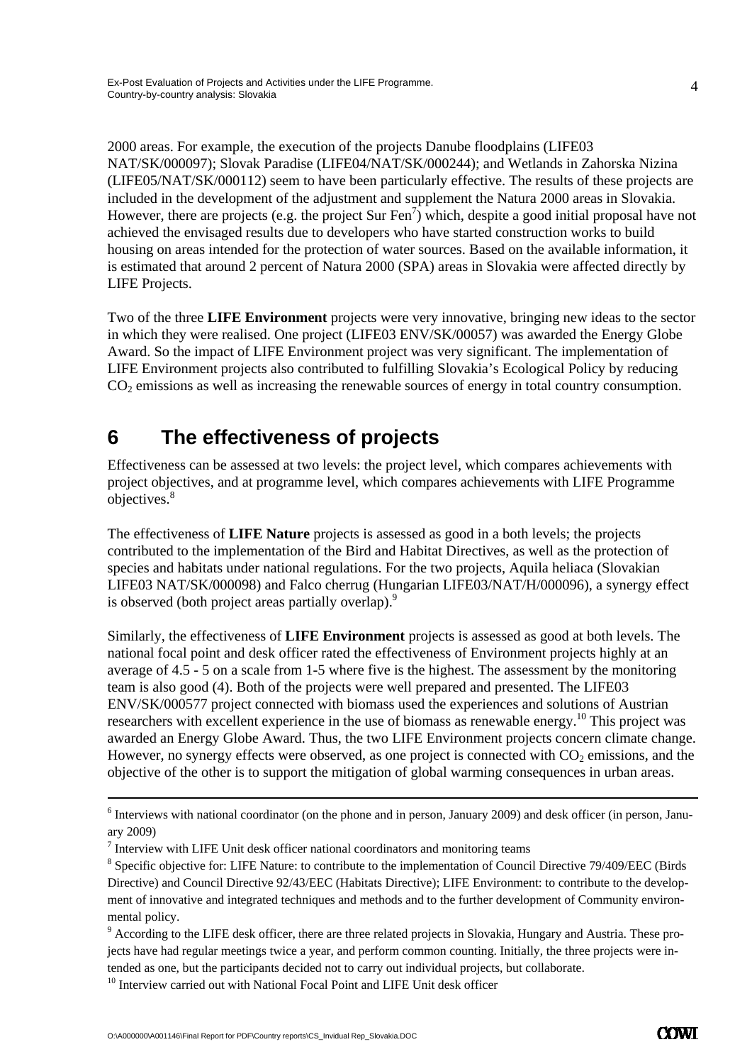2000 areas. For example, the execution of the projects Danube floodplains (LIFE03 NAT/SK/000097); Slovak Paradise (LIFE04/NAT/SK/000244); and Wetlands in Zahorska Nizina (LIFE05/NAT/SK/000112) seem to have been particularly effective. The results of these projects are included in the development of the adjustment and supplement the Natura 2000 areas in Slovakia. However, there are projects (e.g. the project Sur Fen[7]) which, despite a good initial proposal have not achieved the envisaged results due to developers who have started construction works to build housing on areas intended for the protection of water sources. Based on the available information, it is estimated that around 2 percent of Natura 2000 (SPA) areas in Slovakia were affected directly by LIFE Projects.

Two of the three **LIFE Environment** projects were very innovative, bringing new ideas to the sector in which they were realised. One project (LIFE03 ENV/SK/00057) was awarded the Energy Globe Award. So the impact of LIFE Environment project was very significant. The implementation of LIFE Environment projects also contributed to fulfilling Slovakia's Ecological Policy by reducing $CO_2$ emissions as well as increasing the renewable sources of energy in total country consumption.

# 6 The effectiveness of projects

Effectiveness can be assessed at two levels: the project level, which compares achievements with project objectives, and at programme level, which compares achievements with LIFE Programme objectives.[8]

The effectiveness of **LIFE Nature** projects is assessed as good in a both levels; the projects contributed to the implementation of the Bird and Habitat Directives, as well as the protection of species and habitats under national regulations. For the two projects, Aquila heliaca (Slovakian LIFE03 NAT/SK/000098) and Falco cherrug (Hungarian LIFE03/NAT/H/000096), a synergy effect is observed (both project areas partially overlap).[9]

Similarly, the effectiveness of **LIFE Environment** projects is assessed as good at both levels. The national focal point and desk officer rated the effectiveness of Environment projects highly at an average of 4.5 - 5 on a scale from 1-5 where five is the highest. The assessment by the monitoring team is also good (4). Both of the projects were well prepared and presented. The LIFE03 ENV/SK/000577 project connected with biomass used the experiences and solutions of Austrian researchers with excellent experience in the use of biomass as renewable energy.[10] This project was awarded an Energy Globe Award. Thus, the two LIFE Environment projects concern climate change. However, no synergy effects were observed, as one project is connected with $CO_2$ emissions, and the objective of the other is to support the mitigation of global warming consequences in urban areas.

---

[6] Interviews with national coordinator (on the phone and in person, January 2009) and desk officer (in person, January 2009)

[7] Interview with LIFE Unit desk officer national coordinators and monitoring teams

[8] Specific objective for: LIFE Nature: to contribute to the implementation of Council Directive 79/409/EEC (Birds Directive) and Council Directive 92/43/EEC (Habitats Directive); LIFE Environment: to contribute to the development of innovative and integrated techniques and methods and to the further development of Community environmental policy.

[9] According to the LIFE desk officer, there are three related projects in Slovakia, Hungary and Austria. These projects have had regular meetings twice a year, and perform common counting. Initially, the three projects were intended as one, but the participants decided not to carry out individual projects, but collaborate.

[10] Interview carried out with National Focal Point and LIFE Unit desk officer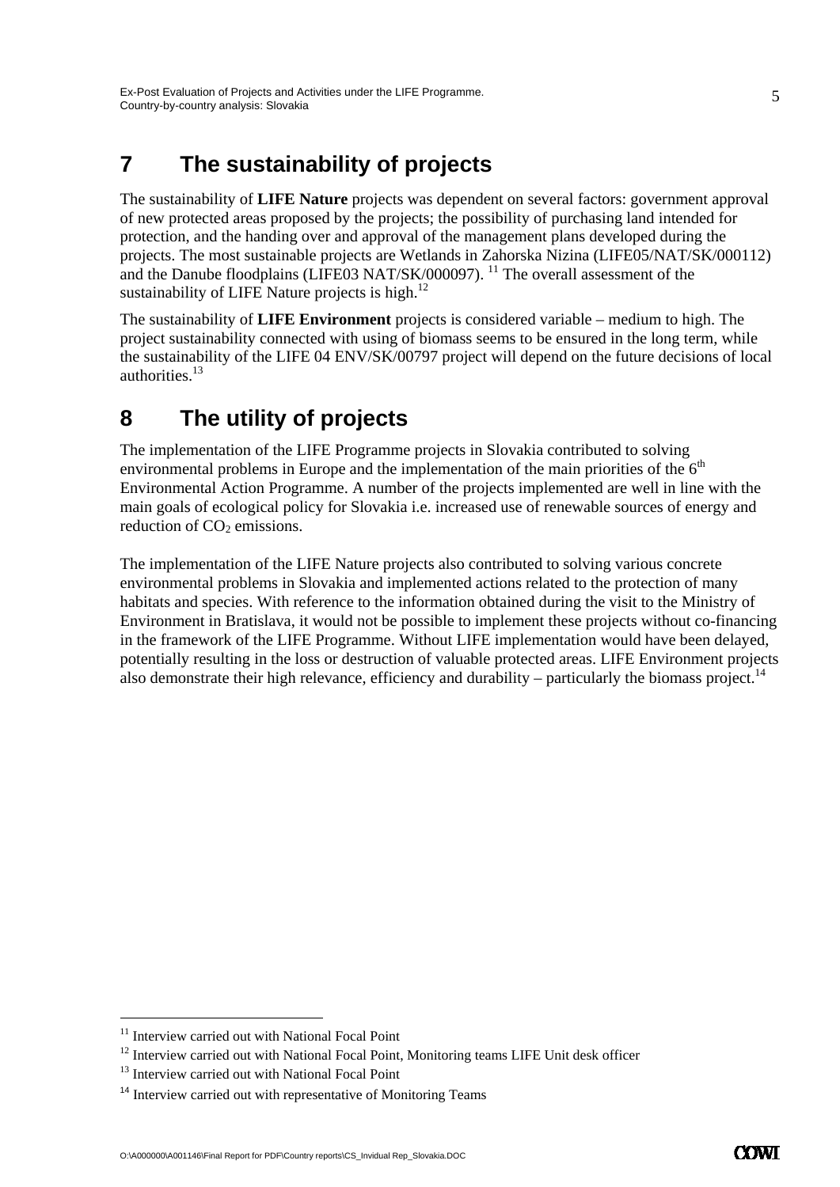# 7 The sustainability of projects

The sustainability of **LIFE Nature** projects was dependent on several factors: government approval of new protected areas proposed by the projects; the possibility of purchasing land intended for protection, and the handing over and approval of the management plans developed during the projects. The most sustainable projects are Wetlands in Zahorska Nizina (LIFE05/NAT/SK/000112) and the Danube floodplains (LIFE03 NAT/SK/000097). [11] The overall assessment of the sustainability of LIFE Nature projects is high.[12]

The sustainability of **LIFE Environment** projects is considered variable – medium to high. The project sustainability connected with using of biomass seems to be ensured in the long term, while the sustainability of the LIFE 04 ENV/SK/00797 project will depend on the future decisions of local authorities.[13]

# 8 The utility of projects

The implementation of the LIFE Programme projects in Slovakia contributed to solving environmental problems in Europe and the implementation of the main priorities of the 6th Environmental Action Programme. A number of the projects implemented are well in line with the main goals of ecological policy for Slovakia i.e. increased use of renewable sources of energy and reduction of $CO_2$ emissions.

The implementation of the LIFE Nature projects also contributed to solving various concrete environmental problems in Slovakia and implemented actions related to the protection of many habitats and species. With reference to the information obtained during the visit to the Ministry of Environment in Bratislava, it would not be possible to implement these projects without co-financing in the framework of the LIFE Programme. Without LIFE implementation would have been delayed, potentially resulting in the loss or destruction of valuable protected areas. LIFE Environment projects also demonstrate their high relevance, efficiency and durability – particularly the biomass project.[14]

---

[11] Interview carried out with National Focal Point

[12] Interview carried out with National Focal Point, Monitoring teams LIFE Unit desk officer

[13] Interview carried out with National Focal Point

[14] Interview carried out with representative of Monitoring Teams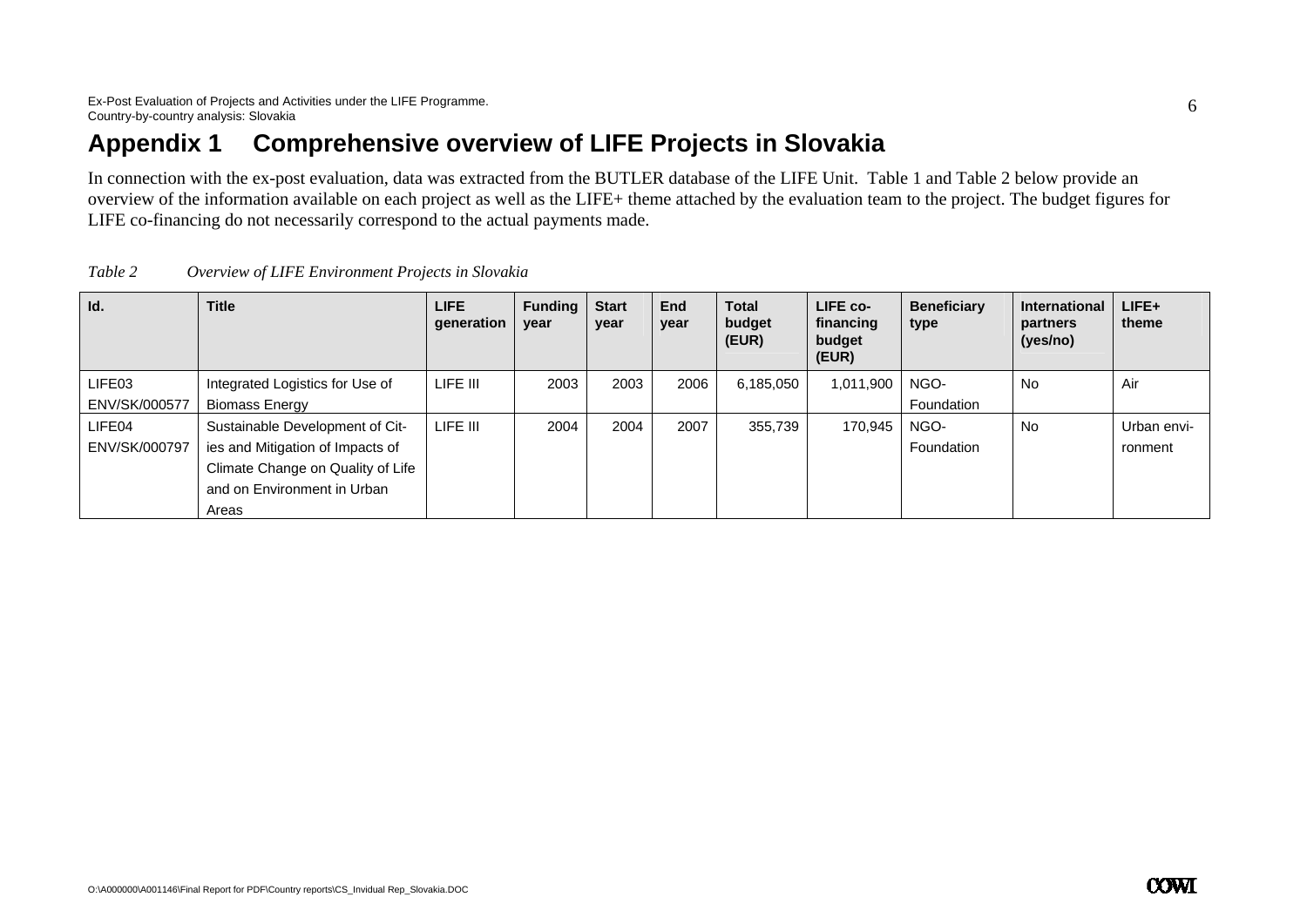# Appendix 1 Comprehensive overview of LIFE Projects in Slovakia

In connection with the ex-post evaluation, data was extracted from the BUTLER database of the LIFE Unit. Table 1 and Table 2 below provide an overview of the information available on each project as well as the LIFE+ theme attached by the evaluation team to the project. The budget figures for LIFE co-financing do not necessarily correspond to the actual payments made.

*Table 2 Overview of LIFE Environment Projects in Slovakia*

| Id. | Title | LIFE generation | Funding year | Start year | End year | Total budget (EUR) | LIFE co-financing budget (EUR) | Beneficiary type | International partners (yes/no) | LIFE+ theme |
|---|---|---|---|---|---|---|---|---|---|---|
| LIFE03 ENV/SK/000577 | Integrated Logistics for Use of Biomass Energy | LIFE III | 2003 | 2003 | 2006 | 6,185,050 | 1,011,900 | NGO-Foundation | No | Air |
| LIFE04 ENV/SK/000797 | Sustainable Development of Cities and Mitigation of Impacts of Climate Change on Quality of Life and on Environment in Urban Areas | LIFE III | 2004 | 2004 | 2007 | 355,739 | 170,945 | NGO-Foundation | No | Urban environment |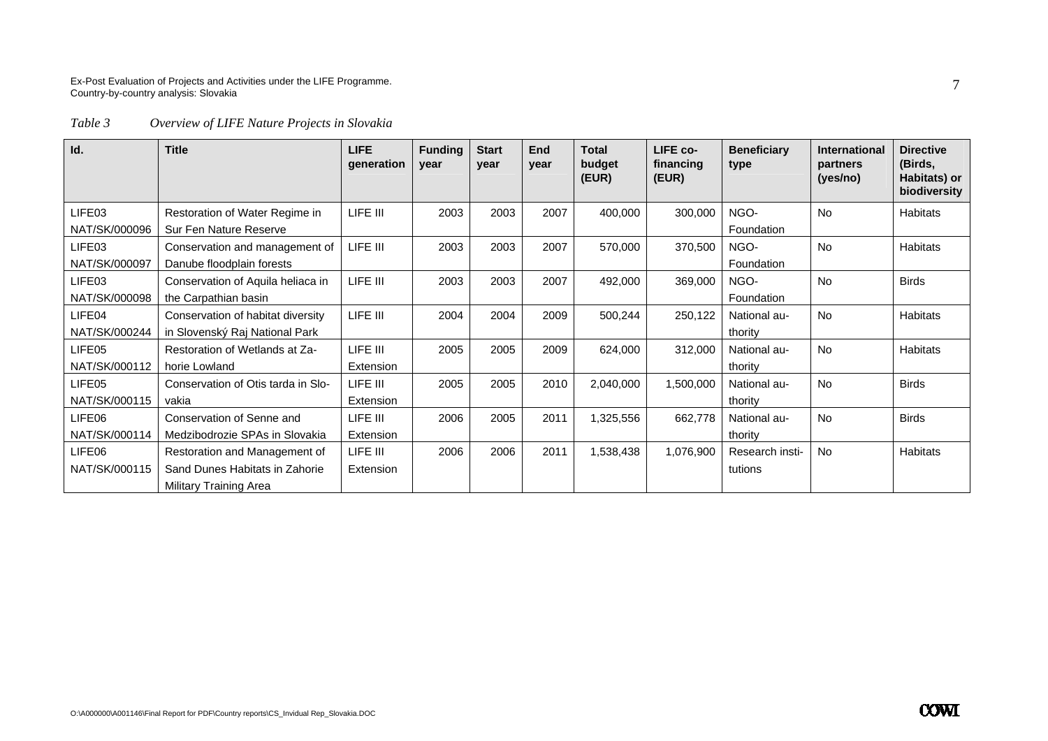*Table 3 Overview of LIFE Nature Projects in Slovakia*

| Id. | Title | LIFE generation | Funding year | Start year | End year | Total budget (EUR) | LIFE co-financing (EUR) | Beneficiary type | International partners (yes/no) | Directive (Birds, Habitats) or biodiversity |
|---|---|---|---|---|---|---|---|---|---|---|
| LIFE03 NAT/SK/000096 | Restoration of Water Regime in Sur Fen Nature Reserve | LIFE III | 2003 | 2003 | 2007 | 400,000 | 300,000 | NGO-Foundation | No | Habitats |
| LIFE03 NAT/SK/000097 | Conservation and management of Danube floodplain forests | LIFE III | 2003 | 2003 | 2007 | 570,000 | 370,500 | NGO-Foundation | No | Habitats |
| LIFE03 NAT/SK/000098 | Conservation of Aquila heliaca in the Carpathian basin | LIFE III | 2003 | 2003 | 2007 | 492,000 | 369,000 | NGO-Foundation | No | Birds |
| LIFE04 NAT/SK/000244 | Conservation of habitat diversity in Slovenský Raj National Park | LIFE III | 2004 | 2004 | 2009 | 500,244 | 250,122 | National authority | No | Habitats |
| LIFE05 NAT/SK/000112 | Restoration of Wetlands at Zahorie Lowland | LIFE III Extension | 2005 | 2005 | 2009 | 624,000 | 312,000 | National authority | No | Habitats |
| LIFE05 NAT/SK/000115 | Conservation of Otis tarda in Slovakia | LIFE III Extension | 2005 | 2005 | 2010 | 2,040,000 | 1,500,000 | National authority | No | Birds |
| LIFE06 NAT/SK/000114 | Conservation of Senne and Medzibodrozie SPAs in Slovakia | LIFE III Extension | 2006 | 2005 | 2011 | 1,325,556 | 662,778 | National authority | No | Birds |
| LIFE06 NAT/SK/000115 | Restoration and Management of Sand Dunes Habitats in Zahorie Military Training Area | LIFE III Extension | 2006 | 2006 | 2011 | 1,538,438 | 1,076,900 | Research institutions | No | Habitats |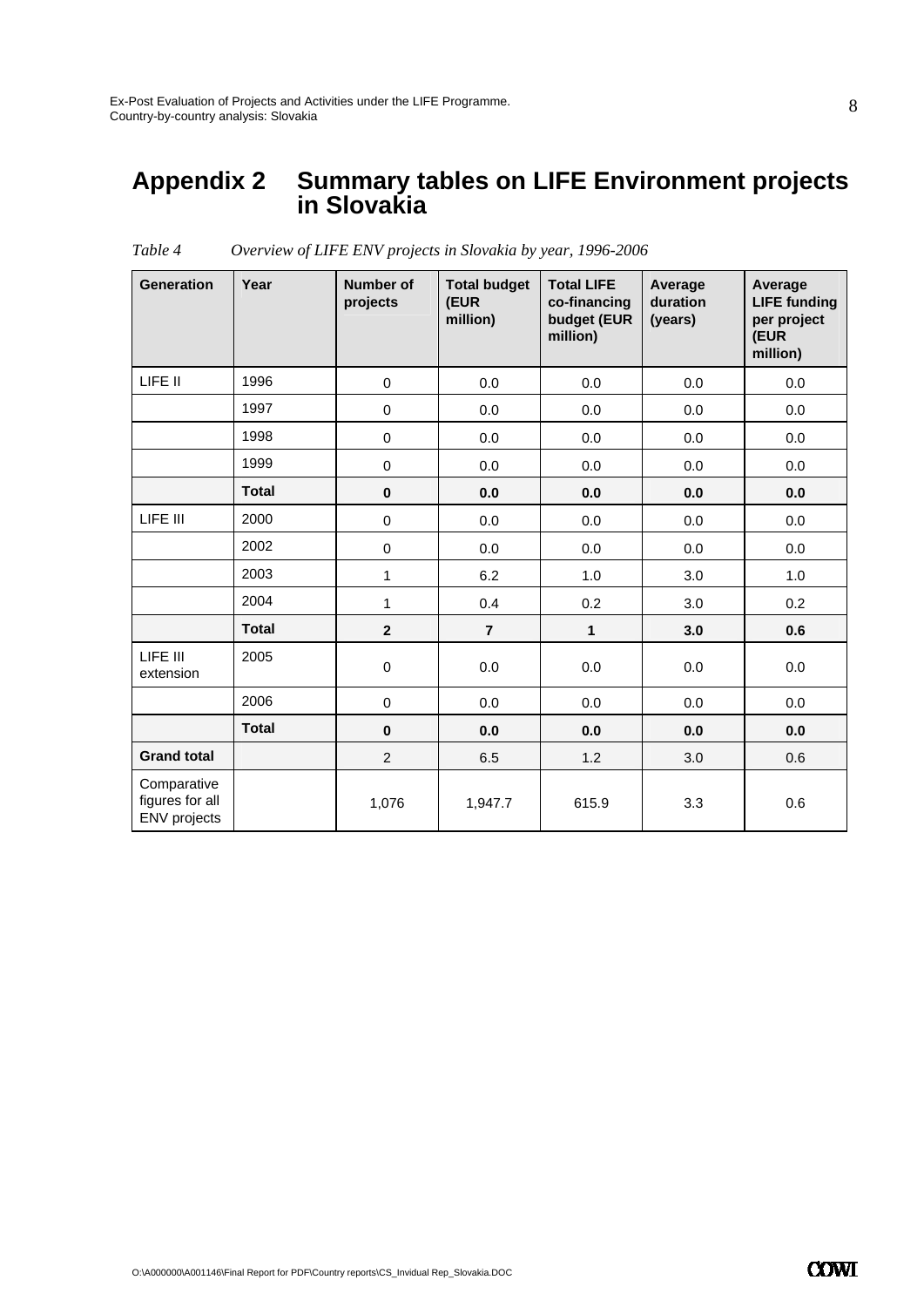# Appendix 2 Summary tables on LIFE Environment projects in Slovakia

*Table 4 Overview of LIFE ENV projects in Slovakia by year, 1996-2006*

| Generation | Year | Number of projects | Total budget (EUR million) | Total LIFE co-financing budget (EUR million) | Average duration (years) | Average LIFE funding per project (EUR million) |
|---|---|---|---|---|---|---|
| LIFE II | 1996 | 0 | 0.0 | 0.0 | 0.0 | 0.0 |
| | 1997 | 0 | 0.0 | 0.0 | 0.0 | 0.0 |
| | 1998 | 0 | 0.0 | 0.0 | 0.0 | 0.0 |
| | 1999 | 0 | 0.0 | 0.0 | 0.0 | 0.0 |
| | **Total** | **0** | **0.0** | **0.0** | **0.0** | **0.0** |
| LIFE III | 2000 | 0 | 0.0 | 0.0 | 0.0 | 0.0 |
| | 2002 | 0 | 0.0 | 0.0 | 0.0 | 0.0 |
| | 2003 | 1 | 6.2 | 1.0 | 3.0 | 1.0 |
| | 2004 | 1 | 0.4 | 0.2 | 3.0 | 0.2 |
| | **Total** | **2** | **7** | **1** | **3.0** | **0.6** |
| LIFE III extension | 2005 | 0 | 0.0 | 0.0 | 0.0 | 0.0 |
| | 2006 | 0 | 0.0 | 0.0 | 0.0 | 0.0 |
| | **Total** | **0** | **0.0** | **0.0** | **0.0** | **0.0** |
| **Grand total** | | 2 | 6.5 | 1.2 | 3.0 | 0.6 |
| Comparative figures for all ENV projects | | 1,076 | 1,947.7 | 615.9 | 3.3 | 0.6 |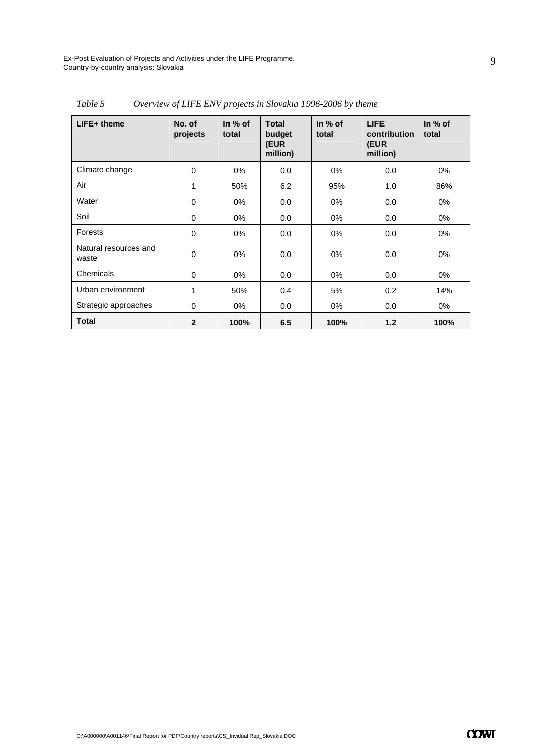*Table 5 Overview of LIFE ENV projects in Slovakia 1996-2006 by theme*

| LIFE+ theme | No. of projects | In % of total | Total budget (EUR million) | In % of total | LIFE contribution (EUR million) | In % of total |
|---|---|---|---|---|---|---|
| Climate change | 0 | 0% | 0.0 | 0% | 0.0 | 0% |
| Air | 1 | 50% | 6.2 | 95% | 1.0 | 86% |
| Water | 0 | 0% | 0.0 | 0% | 0.0 | 0% |
| Soil | 0 | 0% | 0.0 | 0% | 0.0 | 0% |
| Forests | 0 | 0% | 0.0 | 0% | 0.0 | 0% |
| Natural resources and waste | 0 | 0% | 0.0 | 0% | 0.0 | 0% |
| Chemicals | 0 | 0% | 0.0 | 0% | 0.0 | 0% |
| Urban environment | 1 | 50% | 0.4 | 5% | 0.2 | 14% |
| Strategic approaches | 0 | 0% | 0.0 | 0% | 0.0 | 0% |
| **Total** | **2** | **100%** | **6.5** | **100%** | **1.2** | **100%** |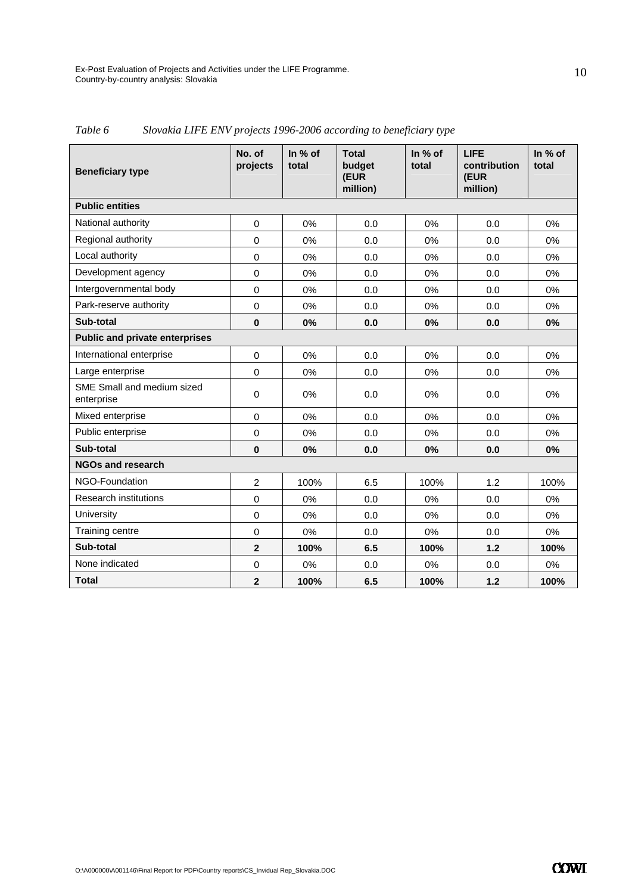*Table 6 Slovakia LIFE ENV projects 1996-2006 according to beneficiary type*

| Beneficiary type | No. of projects | In % of total | Total budget (EUR million) | In % of total | LIFE contribution (EUR million) | In % of total |
|---|---|---|---|---|---|---|
| **Public entities** | | | | | | |
| National authority | 0 | 0% | 0.0 | 0% | 0.0 | 0% |
| Regional authority | 0 | 0% | 0.0 | 0% | 0.0 | 0% |
| Local authority | 0 | 0% | 0.0 | 0% | 0.0 | 0% |
| Development agency | 0 | 0% | 0.0 | 0% | 0.0 | 0% |
| Intergovernmental body | 0 | 0% | 0.0 | 0% | 0.0 | 0% |
| Park-reserve authority | 0 | 0% | 0.0 | 0% | 0.0 | 0% |
| **Sub-total** | **0** | **0%** | **0.0** | **0%** | **0.0** | **0%** |
| **Public and private enterprises** | | | | | | |
| International enterprise | 0 | 0% | 0.0 | 0% | 0.0 | 0% |
| Large enterprise | 0 | 0% | 0.0 | 0% | 0.0 | 0% |
| SME Small and medium sized enterprise | 0 | 0% | 0.0 | 0% | 0.0 | 0% |
| Mixed enterprise | 0 | 0% | 0.0 | 0% | 0.0 | 0% |
| Public enterprise | 0 | 0% | 0.0 | 0% | 0.0 | 0% |
| **Sub-total** | **0** | **0%** | **0.0** | **0%** | **0.0** | **0%** |
| **NGOs and research** | | | | | | |
| NGO-Foundation | 2 | 100% | 6.5 | 100% | 1.2 | 100% |
| Research institutions | 0 | 0% | 0.0 | 0% | 0.0 | 0% |
| University | 0 | 0% | 0.0 | 0% | 0.0 | 0% |
| Training centre | 0 | 0% | 0.0 | 0% | 0.0 | 0% |
| **Sub-total** | **2** | **100%** | **6.5** | **100%** | **1.2** | **100%** |
| None indicated | 0 | 0% | 0.0 | 0% | 0.0 | 0% |
| **Total** | **2** | **100%** | **6.5** | **100%** | **1.2** | **100%** |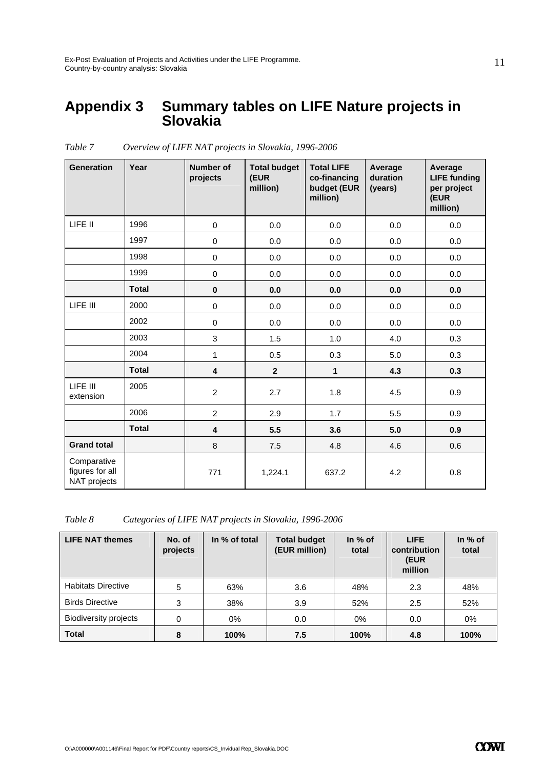# Appendix 3 Summary tables on LIFE Nature projects in Slovakia

*Table 7 Overview of LIFE NAT projects in Slovakia, 1996-2006*

| Generation | Year | Number of projects | Total budget (EUR million) | Total LIFE co-financing budget (EUR million) | Average duration (years) | Average LIFE funding per project (EUR million) |
|---|---|---|---|---|---|---|
| LIFE II | 1996 | 0 | 0.0 | 0.0 | 0.0 | 0.0 |
| | 1997 | 0 | 0.0 | 0.0 | 0.0 | 0.0 |
| | 1998 | 0 | 0.0 | 0.0 | 0.0 | 0.0 |
| | 1999 | 0 | 0.0 | 0.0 | 0.0 | 0.0 |
| | **Total** | **0** | **0.0** | **0.0** | **0.0** | **0.0** |
| LIFE III | 2000 | 0 | 0.0 | 0.0 | 0.0 | 0.0 |
| | 2002 | 0 | 0.0 | 0.0 | 0.0 | 0.0 |
| | 2003 | 3 | 1.5 | 1.0 | 4.0 | 0.3 |
| | 2004 | 1 | 0.5 | 0.3 | 5.0 | 0.3 |
| | **Total** | **4** | **2** | **1** | **4.3** | **0.3** |
| LIFE III extension | 2005 | 2 | 2.7 | 1.8 | 4.5 | 0.9 |
| | 2006 | 2 | 2.9 | 1.7 | 5.5 | 0.9 |
| | **Total** | **4** | **5.5** | **3.6** | **5.0** | **0.9** |
| **Grand total** | | 8 | 7.5 | 4.8 | 4.6 | 0.6 |
| Comparative figures for all NAT projects | | 771 | 1,224.1 | 637.2 | 4.2 | 0.8 |

*Table 8 Categories of LIFE NAT projects in Slovakia, 1996-2006*

| LIFE NAT themes | No. of projects | In % of total | Total budget (EUR million) | In % of total | LIFE contribution (EUR million | In % of total |
|---|---|---|---|---|---|---|
| Habitats Directive | 5 | 63% | 3.6 | 48% | 2.3 | 48% |
| Birds Directive | 3 | 38% | 3.9 | 52% | 2.5 | 52% |
| Biodiversity projects | 0 | 0% | 0.0 | 0% | 0.0 | 0% |
| **Total** | **8** | **100%** | **7.5** | **100%** | **4.8** | **100%** |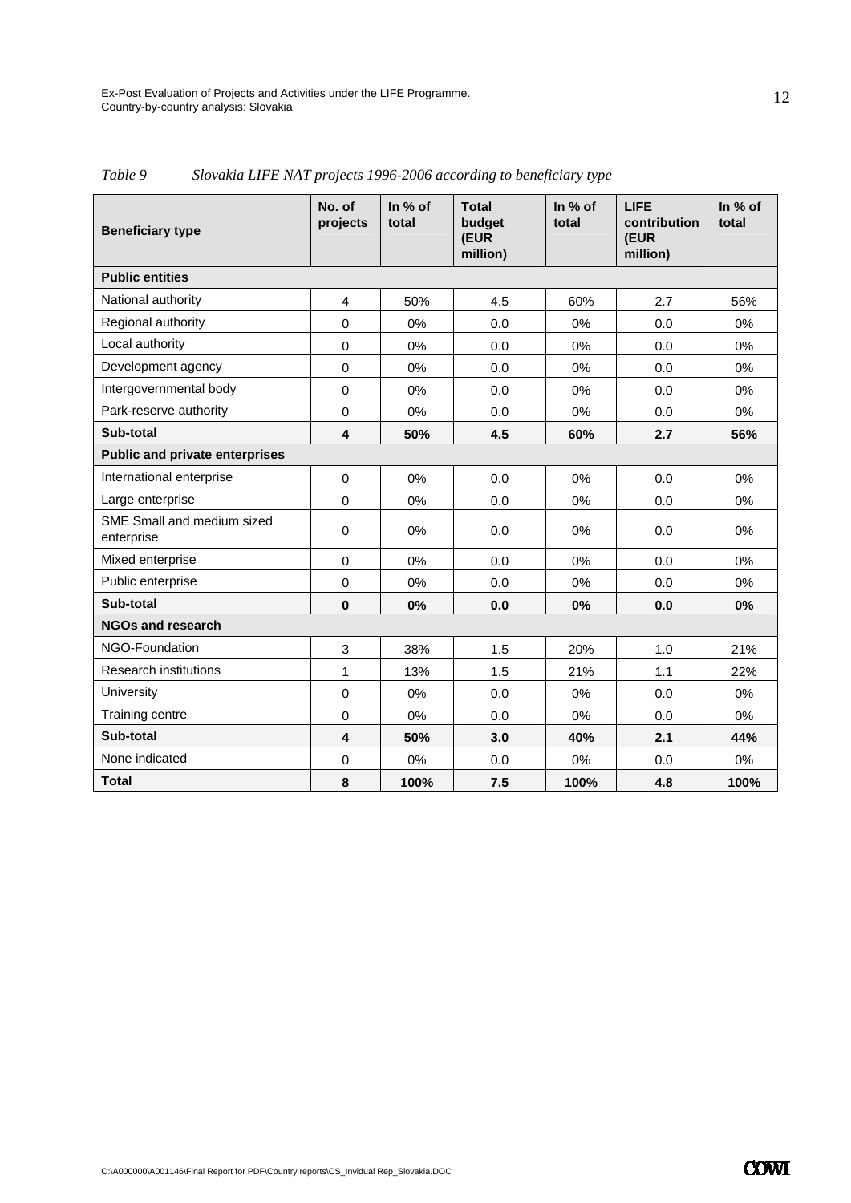*Table 9 Slovakia LIFE NAT projects 1996-2006 according to beneficiary type*

| Beneficiary type | No. of projects | In % of total | Total budget (EUR million) | In % of total | LIFE contribution (EUR million) | In % of total |
|---|---|---|---|---|---|---|
| **Public entities** | | | | | | |
| National authority | 4 | 50% | 4.5 | 60% | 2.7 | 56% |
| Regional authority | 0 | 0% | 0.0 | 0% | 0.0 | 0% |
| Local authority | 0 | 0% | 0.0 | 0% | 0.0 | 0% |
| Development agency | 0 | 0% | 0.0 | 0% | 0.0 | 0% |
| Intergovernmental body | 0 | 0% | 0.0 | 0% | 0.0 | 0% |
| Park-reserve authority | 0 | 0% | 0.0 | 0% | 0.0 | 0% |
| **Sub-total** | **4** | **50%** | **4.5** | **60%** | **2.7** | **56%** |
| **Public and private enterprises** | | | | | | |
| International enterprise | 0 | 0% | 0.0 | 0% | 0.0 | 0% |
| Large enterprise | 0 | 0% | 0.0 | 0% | 0.0 | 0% |
| SME Small and medium sized enterprise | 0 | 0% | 0.0 | 0% | 0.0 | 0% |
| Mixed enterprise | 0 | 0% | 0.0 | 0% | 0.0 | 0% |
| Public enterprise | 0 | 0% | 0.0 | 0% | 0.0 | 0% |
| **Sub-total** | **0** | **0%** | **0.0** | **0%** | **0.0** | **0%** |
| **NGOs and research** | | | | | | |
| NGO-Foundation | 3 | 38% | 1.5 | 20% | 1.0 | 21% |
| Research institutions | 1 | 13% | 1.5 | 21% | 1.1 | 22% |
| University | 0 | 0% | 0.0 | 0% | 0.0 | 0% |
| Training centre | 0 | 0% | 0.0 | 0% | 0.0 | 0% |
| **Sub-total** | **4** | **50%** | **3.0** | **40%** | **2.1** | **44%** |
| None indicated | 0 | 0% | 0.0 | 0% | 0.0 | 0% |
| **Total** | **8** | **100%** | **7.5** | **100%** | **4.8** | **100%** |